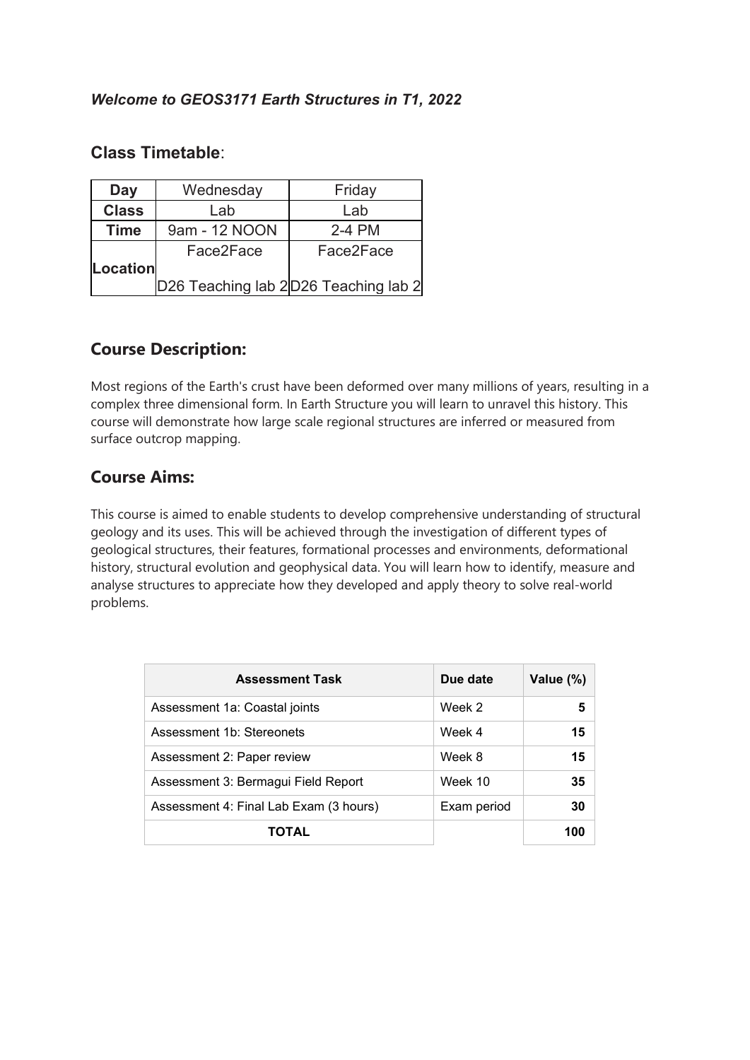***Welcome to GEOS3171 Earth Structures in T1, 2022***

## **Class Timetable**:

| **Day** | Wednesday | Friday |
|---|---|---|
| **Class** | Lab | Lab |
| **Time** | 9am - 12 NOON | 2-4 PM |
| **Location** | Face2Face<br>D26 Teaching lab 2 | Face2Face<br>D26 Teaching lab 2 |

## **Course Description:**

Most regions of the Earth's crust have been deformed over many millions of years, resulting in a complex three dimensional form. In Earth Structure you will learn to unravel this history. This course will demonstrate how large scale regional structures are inferred or measured from surface outcrop mapping.

## **Course Aims:**

This course is aimed to enable students to develop comprehensive understanding of structural geology and its uses. This will be achieved through the investigation of different types of geological structures, their features, formational processes and environments, deformational history, structural evolution and geophysical data. You will learn how to identify, measure and analyse structures to appreciate how they developed and apply theory to solve real-world problems.

| **Assessment Task** | **Due date** | **Value (%)** |
|---|---|---|
| Assessment 1a: Coastal joints | Week 2 | **5** |
| Assessment 1b: Stereonets | Week 4 | **15** |
| Assessment 2: Paper review | Week 8 | **15** |
| Assessment 3: Bermagui Field Report | Week 10 | **35** |
| Assessment 4: Final Lab Exam (3 hours) | Exam period | **30** |
| **TOTAL** | | **100** |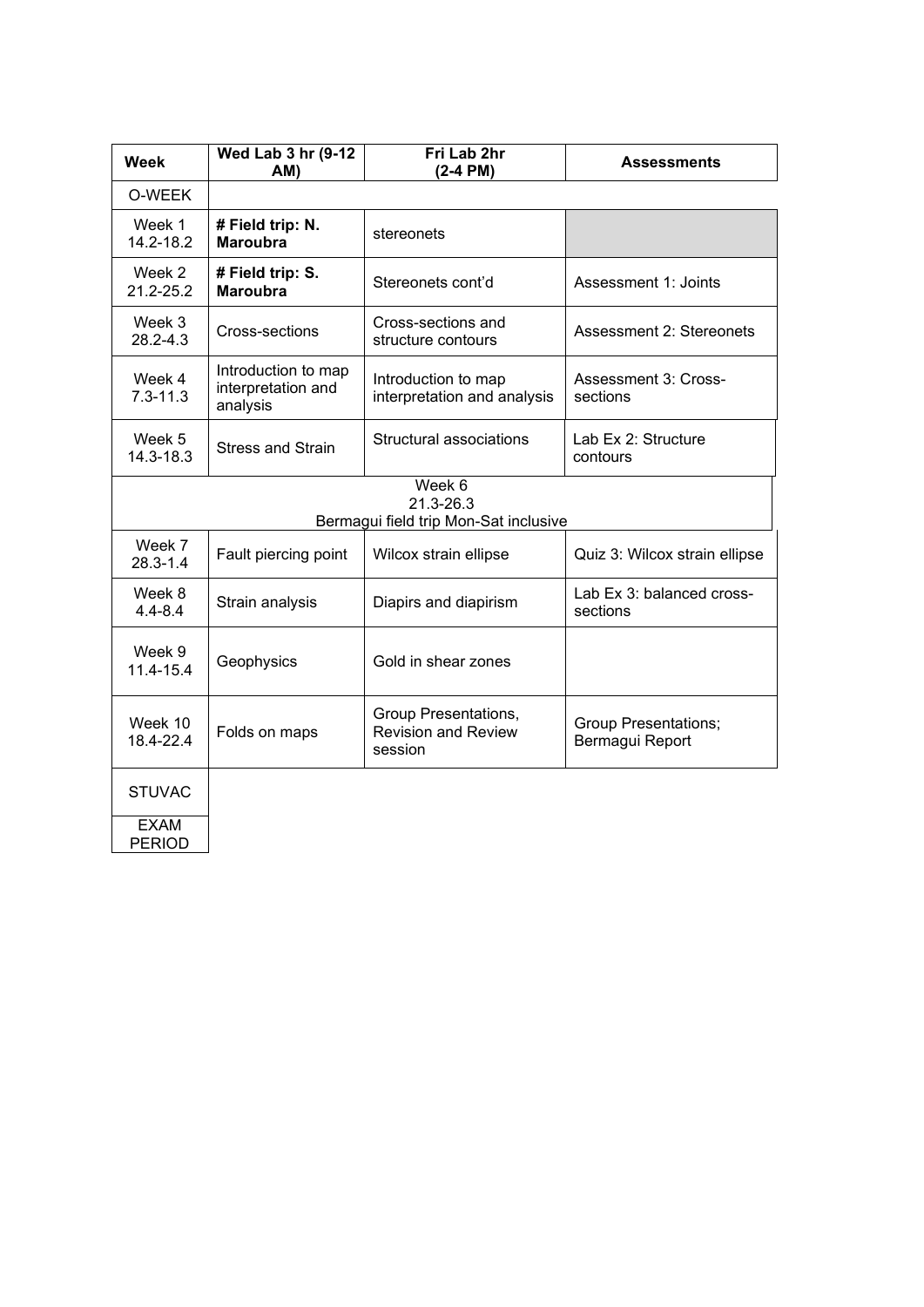| Week | Wed Lab 3 hr (9-12 AM) | Fri Lab 2hr (2-4 PM) | Assessments |
|---|---|---|---|
| O-WEEK | | | |
| Week 1 14.2-18.2 | **# Field trip: N. Maroubra** | stereonets | |
| Week 2 21.2-25.2 | **# Field trip: S. Maroubra** | Stereonets cont'd | Assessment 1: Joints |
| Week 3 28.2-4.3 | Cross-sections | Cross-sections and structure contours | Assessment 2: Stereonets |
| Week 4 7.3-11.3 | Introduction to map interpretation and analysis | Introduction to map interpretation and analysis | Assessment 3: Cross-sections |
| Week 5 14.3-18.3 | Stress and Strain | Structural associations | Lab Ex 2: Structure contours |
| Week 6 21.3-26.3 Bermagui field trip Mon-Sat inclusive | | | |
| Week 7 28.3-1.4 | Fault piercing point | Wilcox strain ellipse | Quiz 3: Wilcox strain ellipse |
| Week 8 4.4-8.4 | Strain analysis | Diapirs and diapirism | Lab Ex 3: balanced cross-sections |
| Week 9 11.4-15.4 | Geophysics | Gold in shear zones | |
| Week 10 18.4-22.4 | Folds on maps | Group Presentations, Revision and Review session | Group Presentations; Bermagui Report |
| STUVAC | | | |
| EXAM PERIOD | | | |